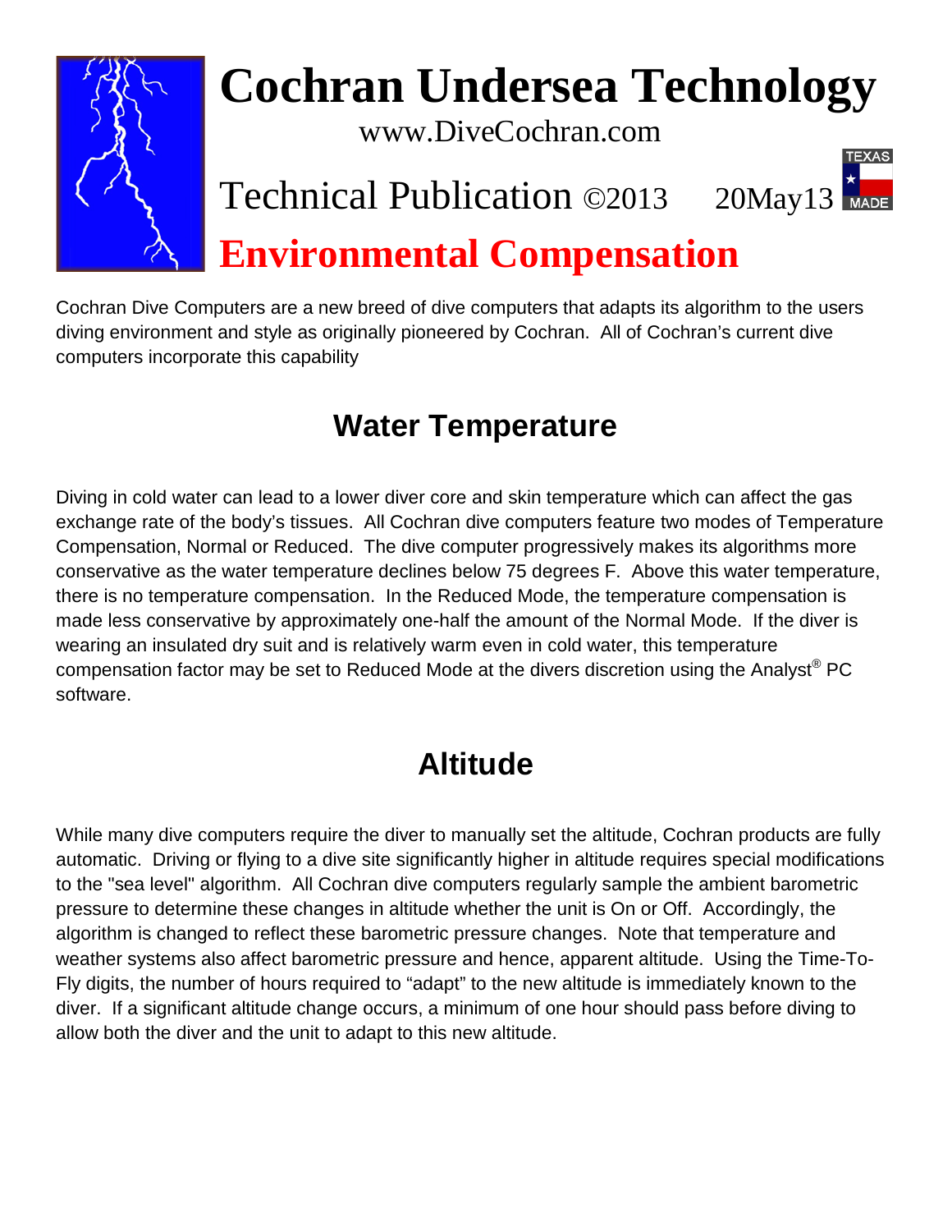# Cochran Undersea Technology

www.DiveCochran.com

Technical Publication ©2013 20May13

TEXAS MADE

# Environmental Compensation

Cochran Dive Computers are a new breed of dive computers that adapts its algorithm to the users diving environment and style as originally pioneered by Cochran. All of Cochran's current dive computers incorporate this capability

## Water Temperature

Diving in cold water can lead to a lower diver core and skin temperature which can affect the gas exchange rate of the body's tissues. All Cochran dive computers feature two modes of Temperature Compensation, Normal or Reduced. The dive computer progressively makes its algorithms more conservative as the water temperature declines below 75 degrees F. Above this water temperature, there is no temperature compensation. In the Reduced Mode, the temperature compensation is made less conservative by approximately one-half the amount of the Normal Mode. If the diver is wearing an insulated dry suit and is relatively warm even in cold water, this temperature compensation factor may be set to Reduced Mode at the divers discretion using the Analyst® PC software.

## Altitude

While many dive computers require the diver to manually set the altitude, Cochran products are fully automatic. Driving or flying to a dive site significantly higher in altitude requires special modifications to the "sea level" algorithm. All Cochran dive computers regularly sample the ambient barometric pressure to determine these changes in altitude whether the unit is On or Off. Accordingly, the algorithm is changed to reflect these barometric pressure changes. Note that temperature and weather systems also affect barometric pressure and hence, apparent altitude. Using the Time-To-Fly digits, the number of hours required to "adapt" to the new altitude is immediately known to the diver. If a significant altitude change occurs, a minimum of one hour should pass before diving to allow both the diver and the unit to adapt to this new altitude.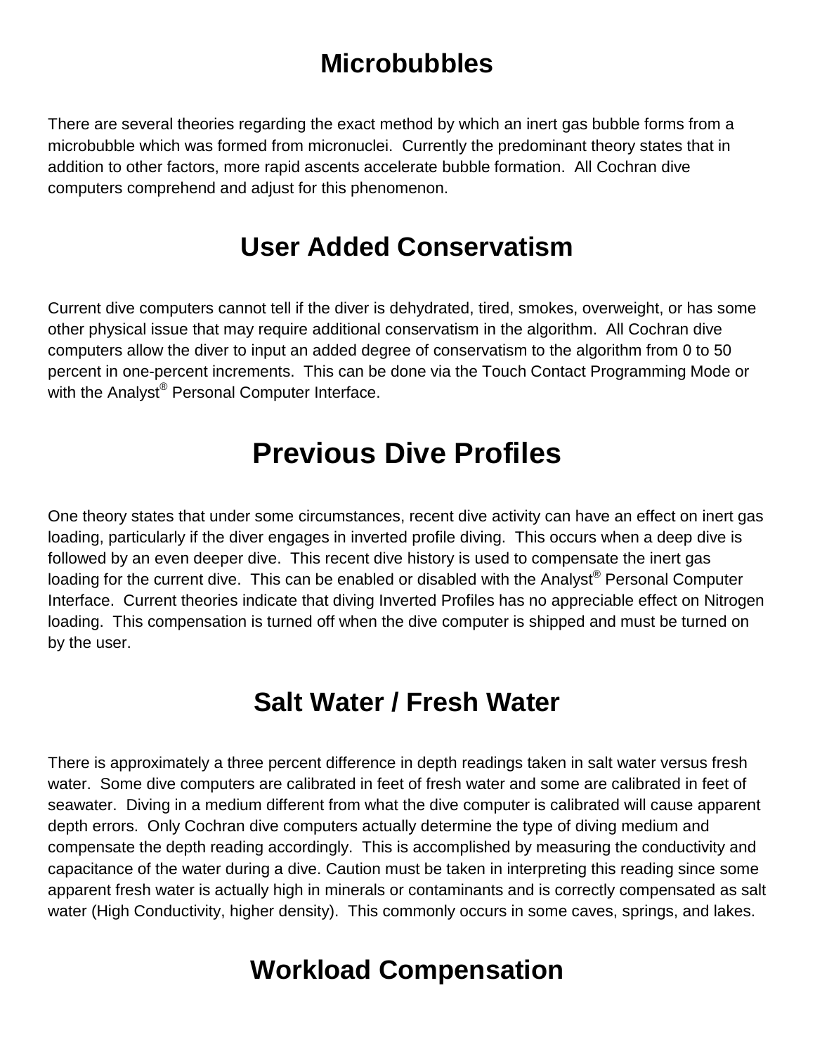## Microbubbles

There are several theories regarding the exact method by which an inert gas bubble forms from a microbubble which was formed from micronuclei. Currently the predominant theory states that in addition to other factors, more rapid ascents accelerate bubble formation. All Cochran dive computers comprehend and adjust for this phenomenon.

## User Added Conservatism

Current dive computers cannot tell if the diver is dehydrated, tired, smokes, overweight, or has some other physical issue that may require additional conservatism in the algorithm. All Cochran dive computers allow the diver to input an added degree of conservatism to the algorithm from 0 to 50 percent in one-percent increments. This can be done via the Touch Contact Programming Mode or with the Analyst® Personal Computer Interface.

## Previous Dive Profiles

One theory states that under some circumstances, recent dive activity can have an effect on inert gas loading, particularly if the diver engages in inverted profile diving. This occurs when a deep dive is followed by an even deeper dive. This recent dive history is used to compensate the inert gas loading for the current dive. This can be enabled or disabled with the Analyst® Personal Computer Interface. Current theories indicate that diving Inverted Profiles has no appreciable effect on Nitrogen loading. This compensation is turned off when the dive computer is shipped and must be turned on by the user.

## Salt Water / Fresh Water

There is approximately a three percent difference in depth readings taken in salt water versus fresh water. Some dive computers are calibrated in feet of fresh water and some are calibrated in feet of seawater. Diving in a medium different from what the dive computer is calibrated will cause apparent depth errors. Only Cochran dive computers actually determine the type of diving medium and compensate the depth reading accordingly. This is accomplished by measuring the conductivity and capacitance of the water during a dive. Caution must be taken in interpreting this reading since some apparent fresh water is actually high in minerals or contaminants and is correctly compensated as salt water (High Conductivity, higher density). This commonly occurs in some caves, springs, and lakes.

## Workload Compensation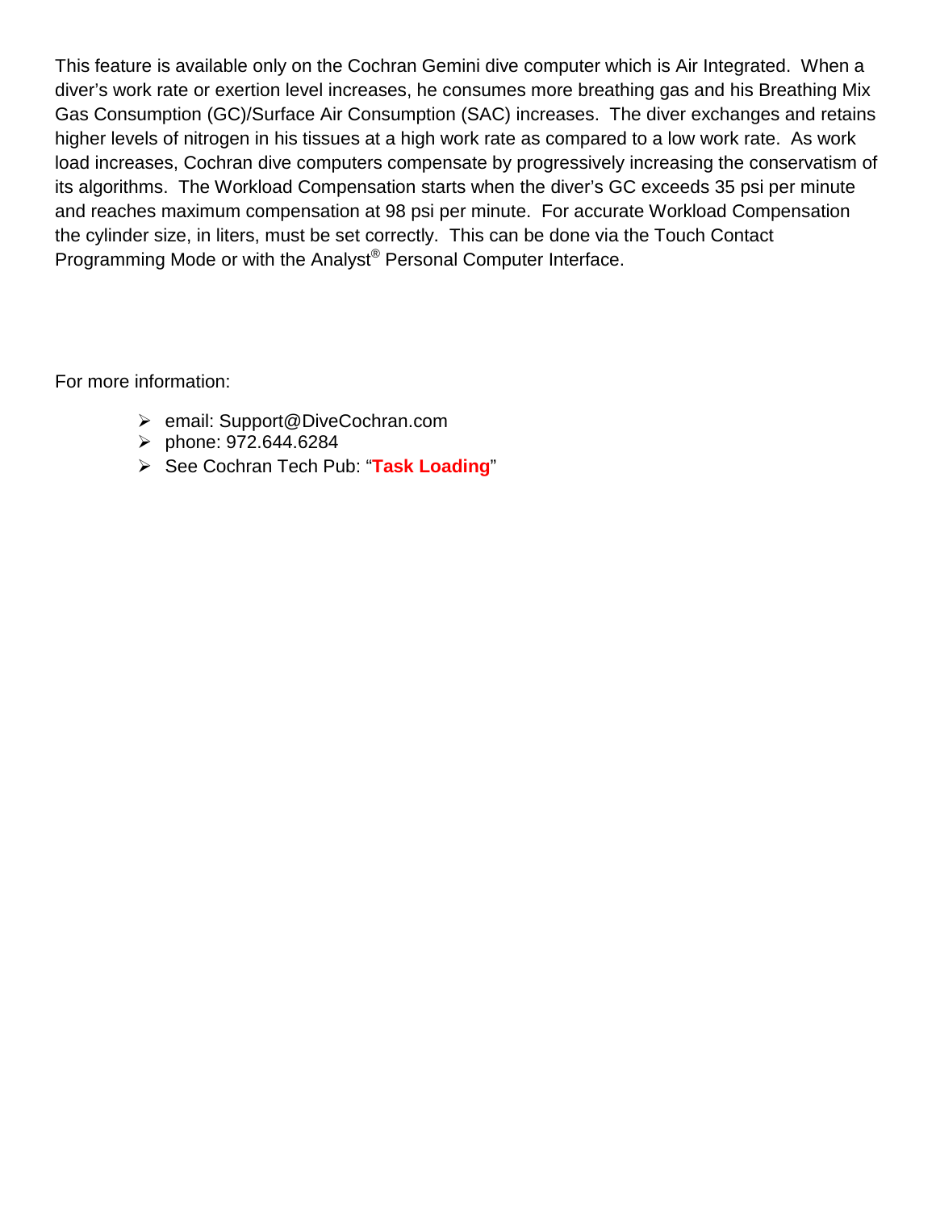This feature is available only on the Cochran Gemini dive computer which is Air Integrated. When a diver's work rate or exertion level increases, he consumes more breathing gas and his Breathing Mix Gas Consumption (GC)/Surface Air Consumption (SAC) increases. The diver exchanges and retains higher levels of nitrogen in his tissues at a high work rate as compared to a low work rate. As work load increases, Cochran dive computers compensate by progressively increasing the conservatism of its algorithms. The Workload Compensation starts when the diver's GC exceeds 35 psi per minute and reaches maximum compensation at 98 psi per minute. For accurate Workload Compensation the cylinder size, in liters, must be set correctly. This can be done via the Touch Contact Programming Mode or with the Analyst® Personal Computer Interface.

For more information:

- email: Support@DiveCochran.com
- phone: 972.644.6284
- See Cochran Tech Pub: "**Task Loading**"